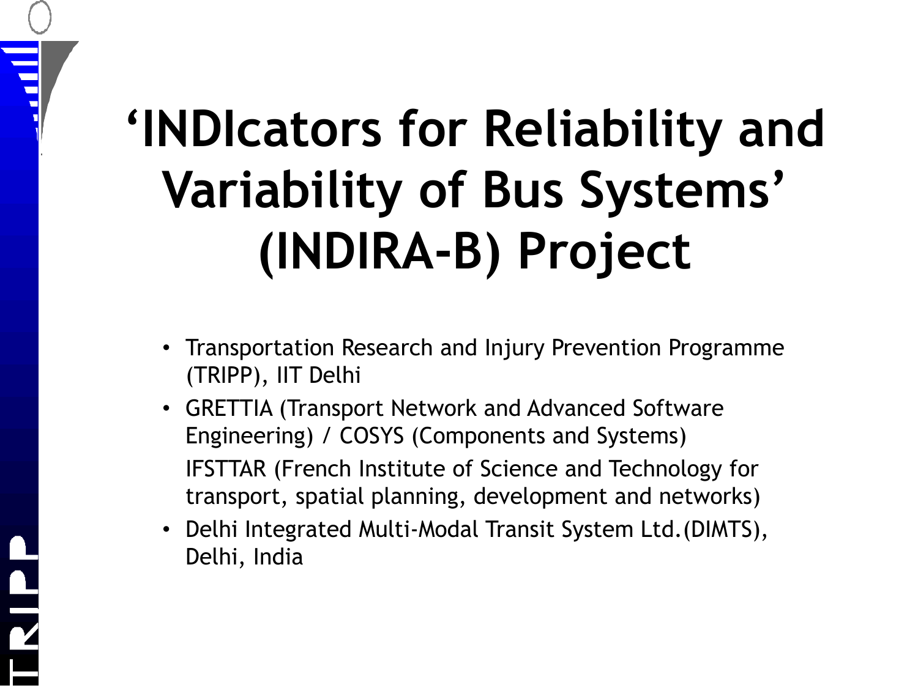# 'INDIcators for Reliability and Variability of Bus Systems' (INDIRA-B) Project

- Transportation Research and Injury Prevention Programme (TRIPP), IIT Delhi
- GRETTIA (Transport Network and Advanced Software Engineering) / COSYS (Components and Systems)

  IFSTTAR (French Institute of Science and Technology for transport, spatial planning, development and networks)
- Delhi Integrated Multi-Modal Transit System Ltd.(DIMTS), Delhi, India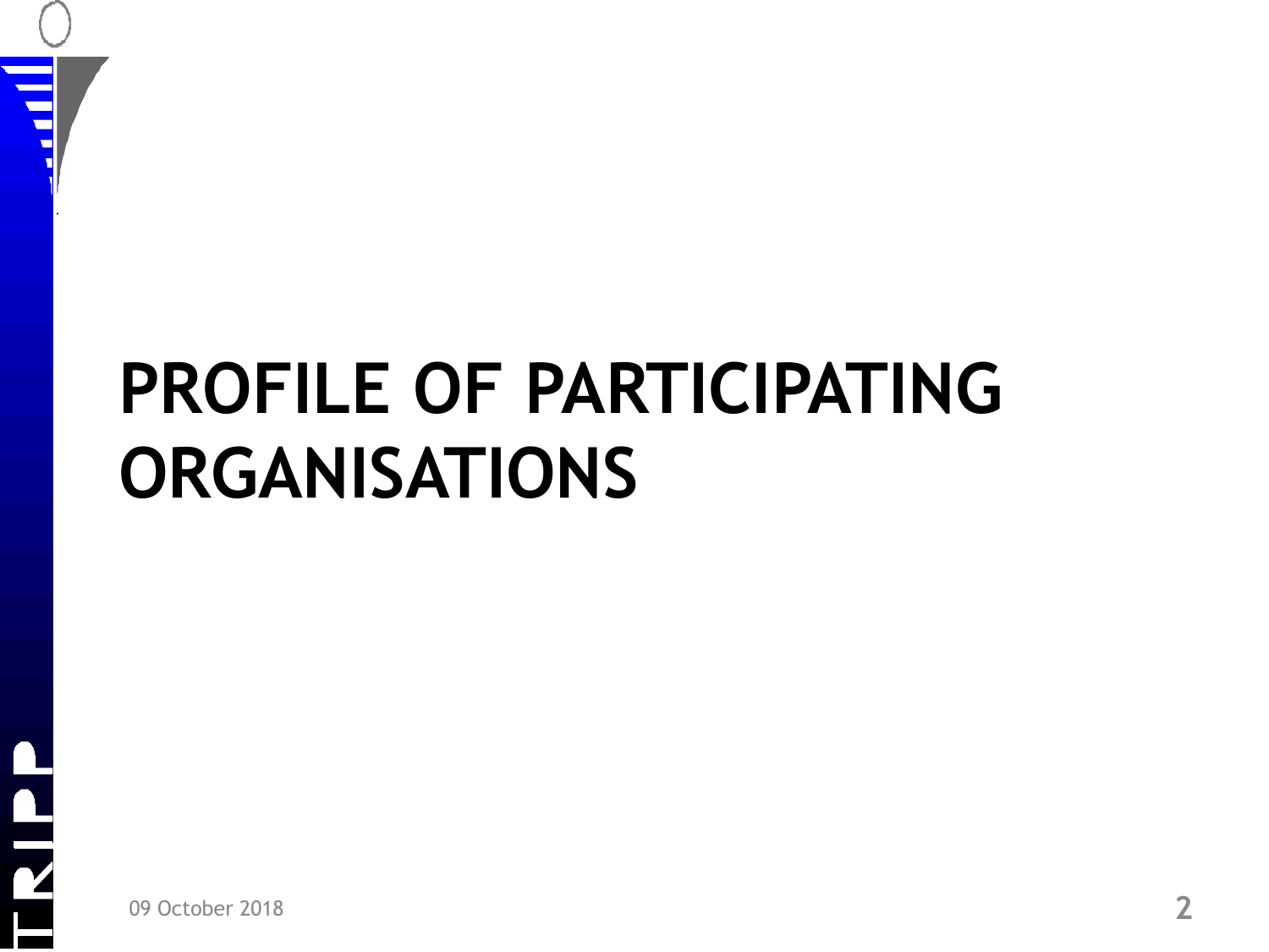# PROFILE OF PARTICIPATING ORGANISATIONS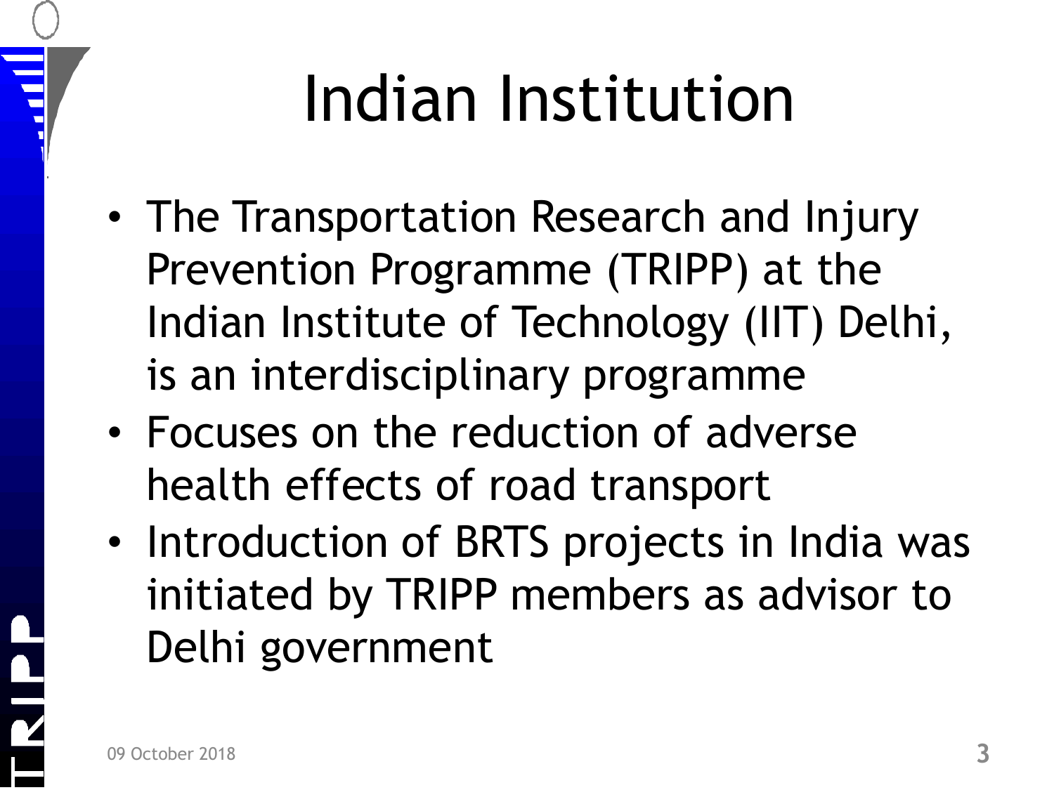# Indian Institution

- The Transportation Research and Injury Prevention Programme (TRIPP) at the Indian Institute of Technology (IIT) Delhi, is an interdisciplinary programme
- Focuses on the reduction of adverse health effects of road transport
- Introduction of BRTS projects in India was initiated by TRIPP members as advisor to Delhi government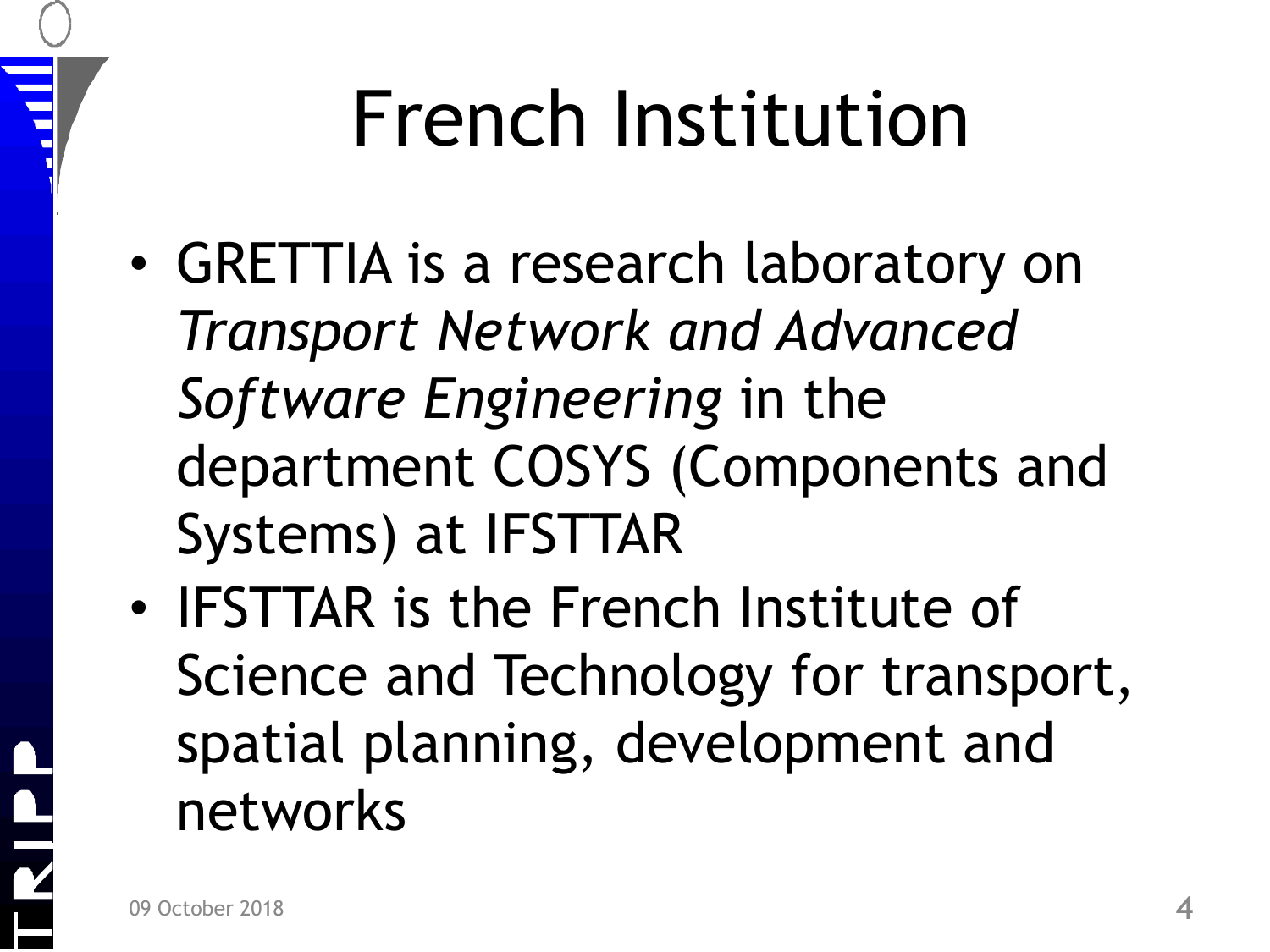# French Institution

- GRETTIA is a research laboratory on *Transport Network and Advanced Software Engineering* in the department COSYS (Components and Systems) at IFSTTAR
- IFSTTAR is the French Institute of Science and Technology for transport, spatial planning, development and networks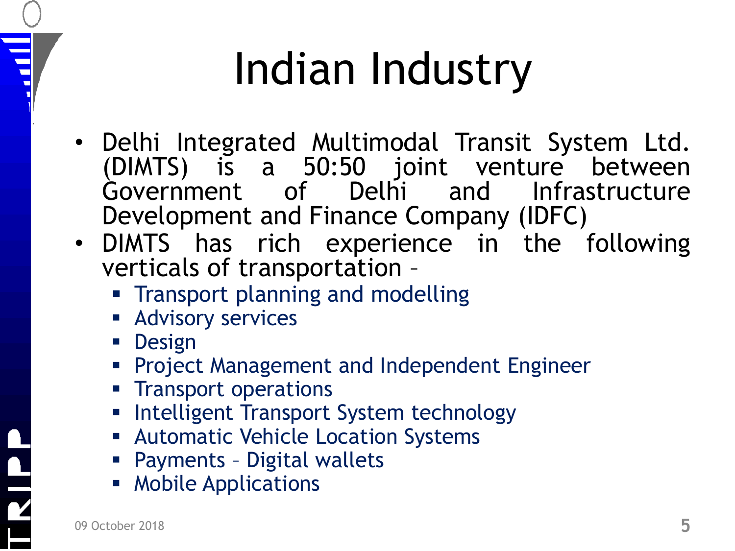# Indian Industry

- Delhi Integrated Multimodal Transit System Ltd. (DIMTS) is a 50:50 joint venture between Government of Delhi and Infrastructure Development and Finance Company (IDFC)
- DIMTS has rich experience in the following verticals of transportation –
  - Transport planning and modelling
  - Advisory services
  - Design
  - Project Management and Independent Engineer
  - Transport operations
  - Intelligent Transport System technology
  - Automatic Vehicle Location Systems
  - Payments – Digital wallets
  - Mobile Applications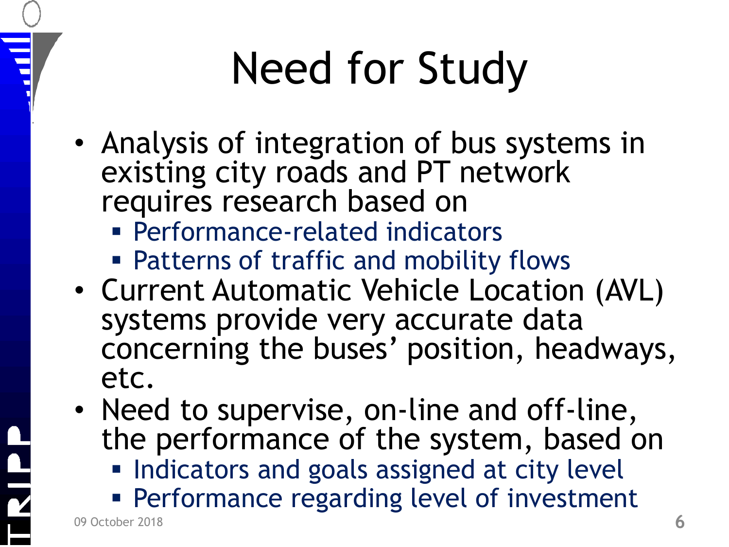# Need for Study

- Analysis of integration of bus systems in existing city roads and PT network requires research based on
  - Performance-related indicators
  - Patterns of traffic and mobility flows
- Current Automatic Vehicle Location (AVL) systems provide very accurate data concerning the buses' position, headways, etc.
- Need to supervise, on-line and off-line, the performance of the system, based on
  - Indicators and goals assigned at city level
  - Performance regarding level of investment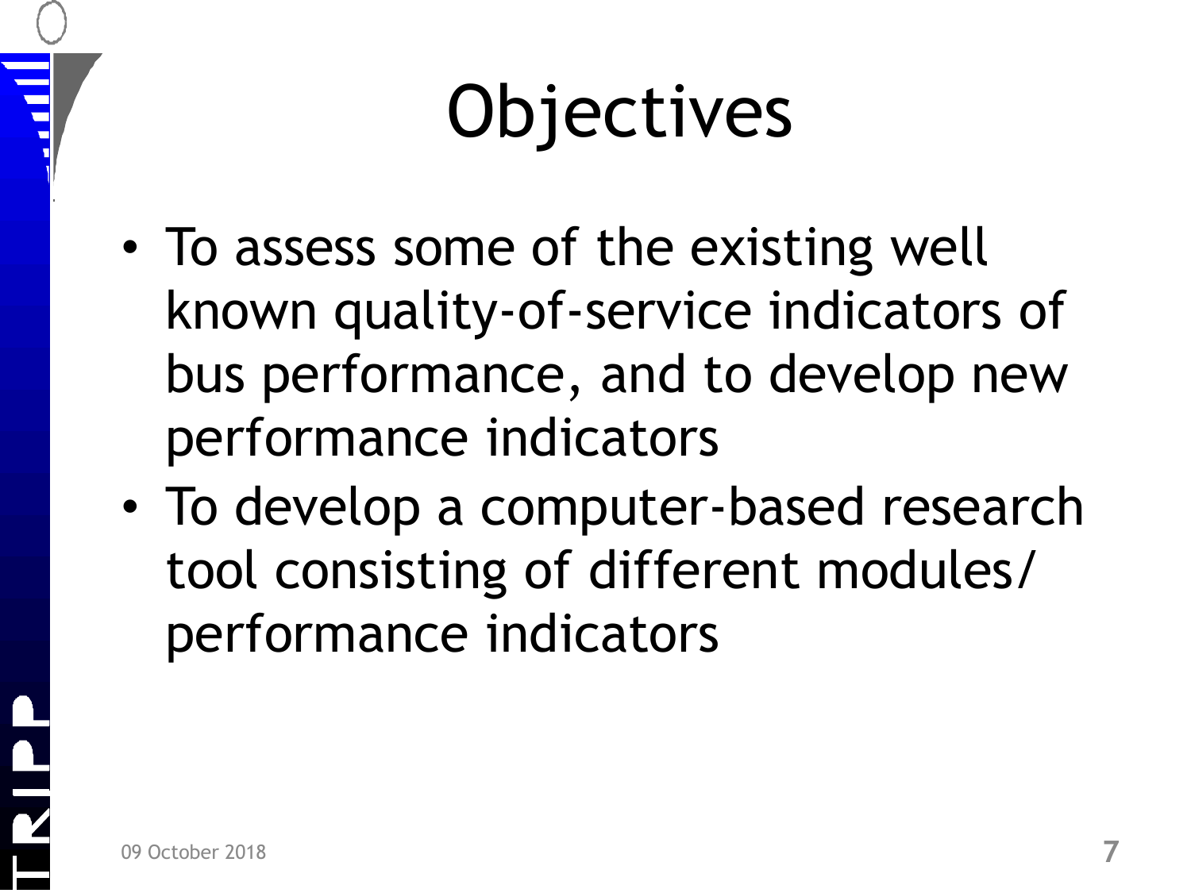# Objectives

- To assess some of the existing well known quality-of-service indicators of bus performance, and to develop new performance indicators
- To develop a computer-based research tool consisting of different modules/ performance indicators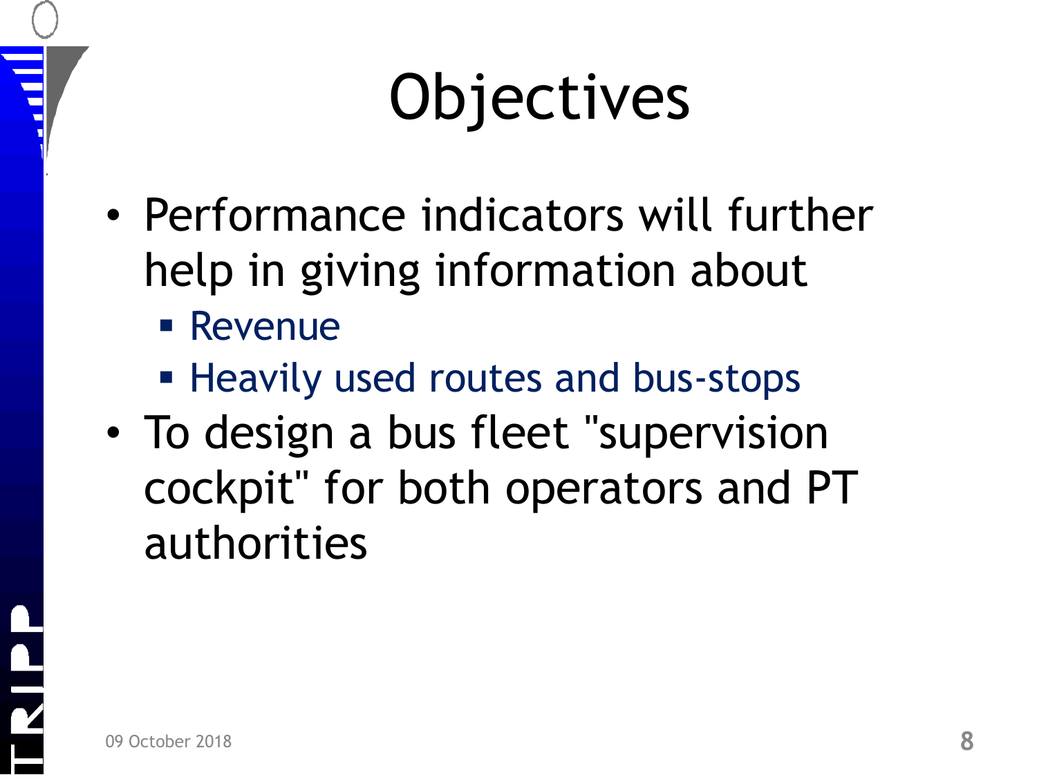# Objectives

- Performance indicators will further help in giving information about
  - Revenue
  - Heavily used routes and bus-stops
- To design a bus fleet "supervision cockpit" for both operators and PT authorities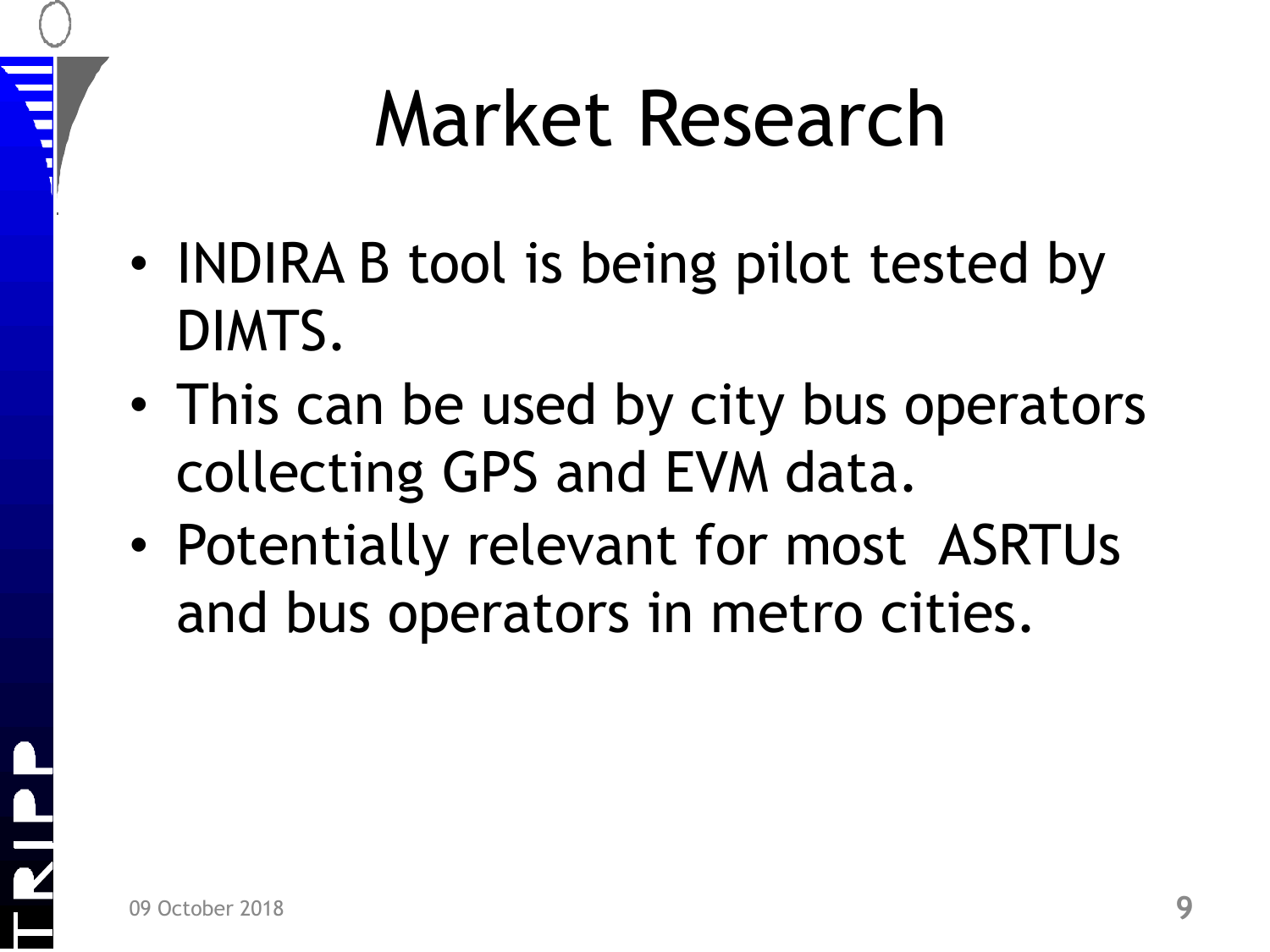# Market Research

- INDIRA B tool is being pilot tested by DIMTS.
- This can be used by city bus operators collecting GPS and EVM data.
- Potentially relevant for most  ASRTUs and bus operators in metro cities.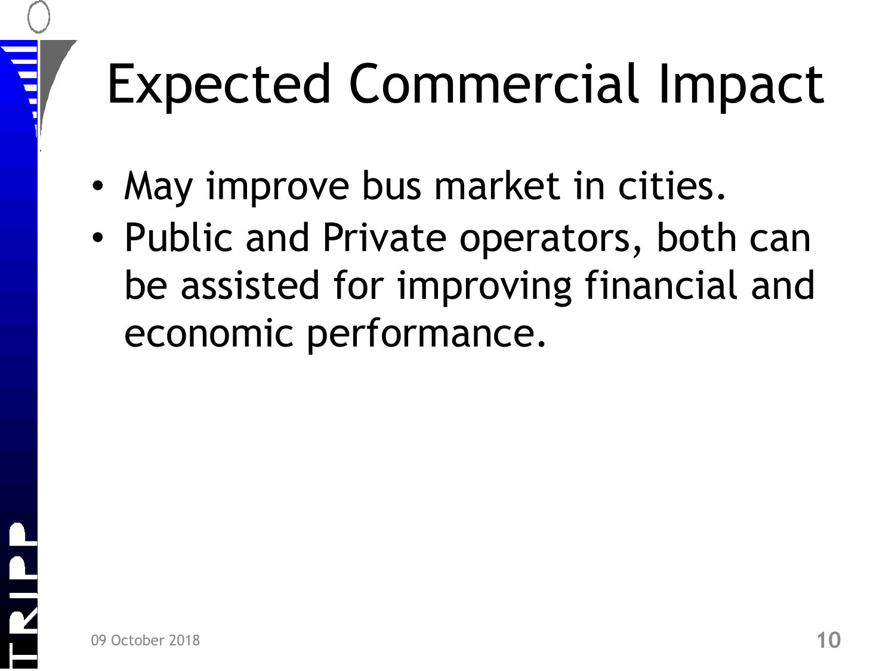# Expected Commercial Impact

- May improve bus market in cities.
- Public and Private operators, both can be assisted for improving financial and economic performance.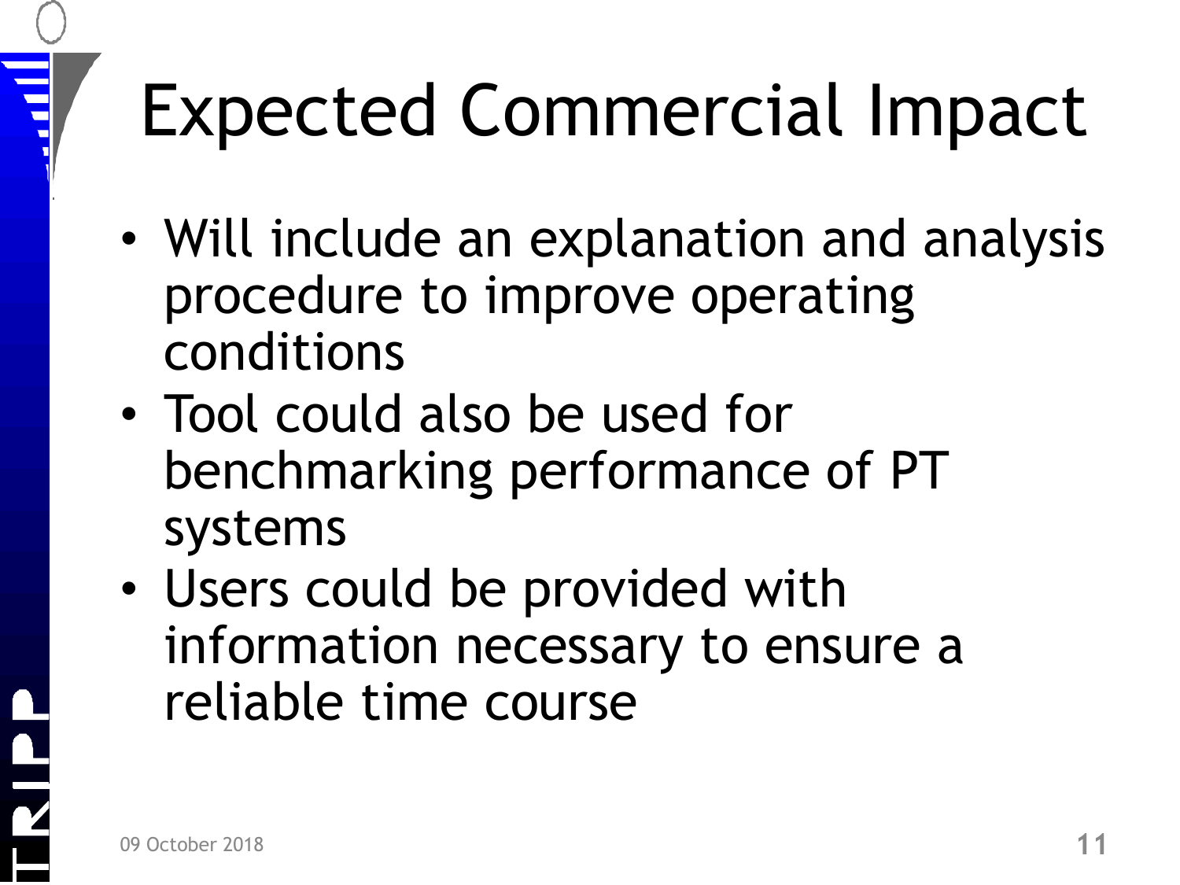# Expected Commercial Impact

- Will include an explanation and analysis procedure to improve operating conditions
- Tool could also be used for benchmarking performance of PT systems
- Users could be provided with information necessary to ensure a reliable time course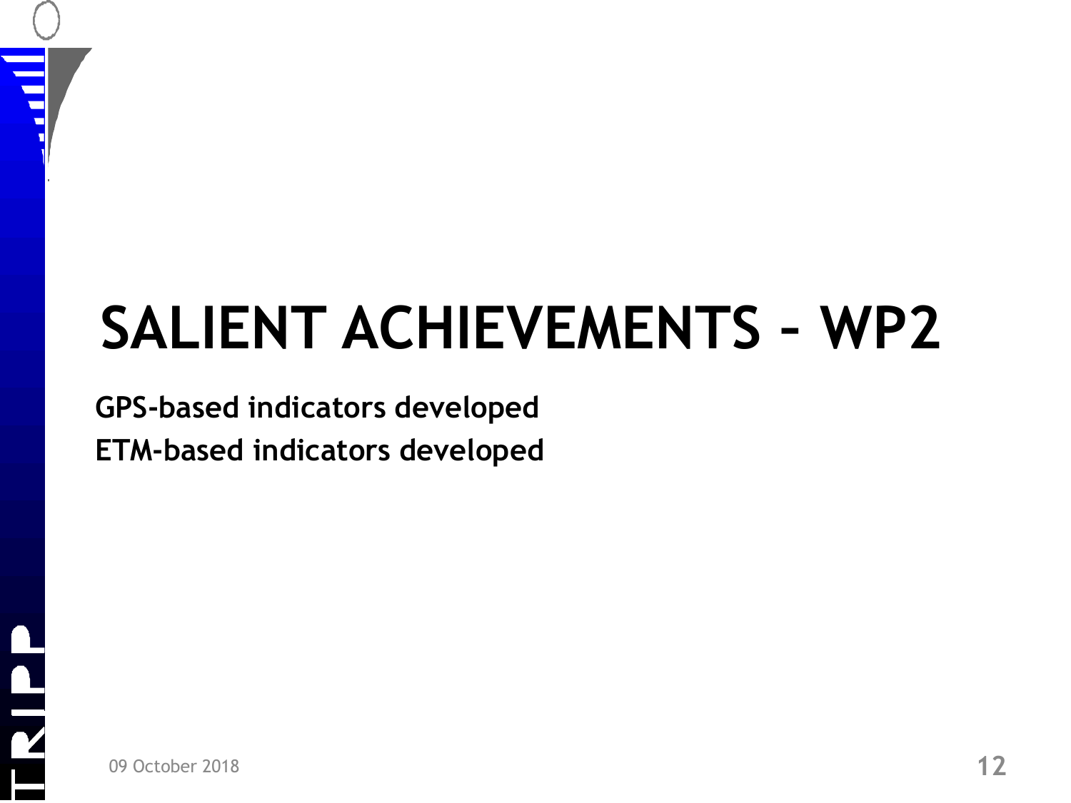# SALIENT ACHIEVEMENTS – WP2

**GPS-based indicators developed**

**ETM-based indicators developed**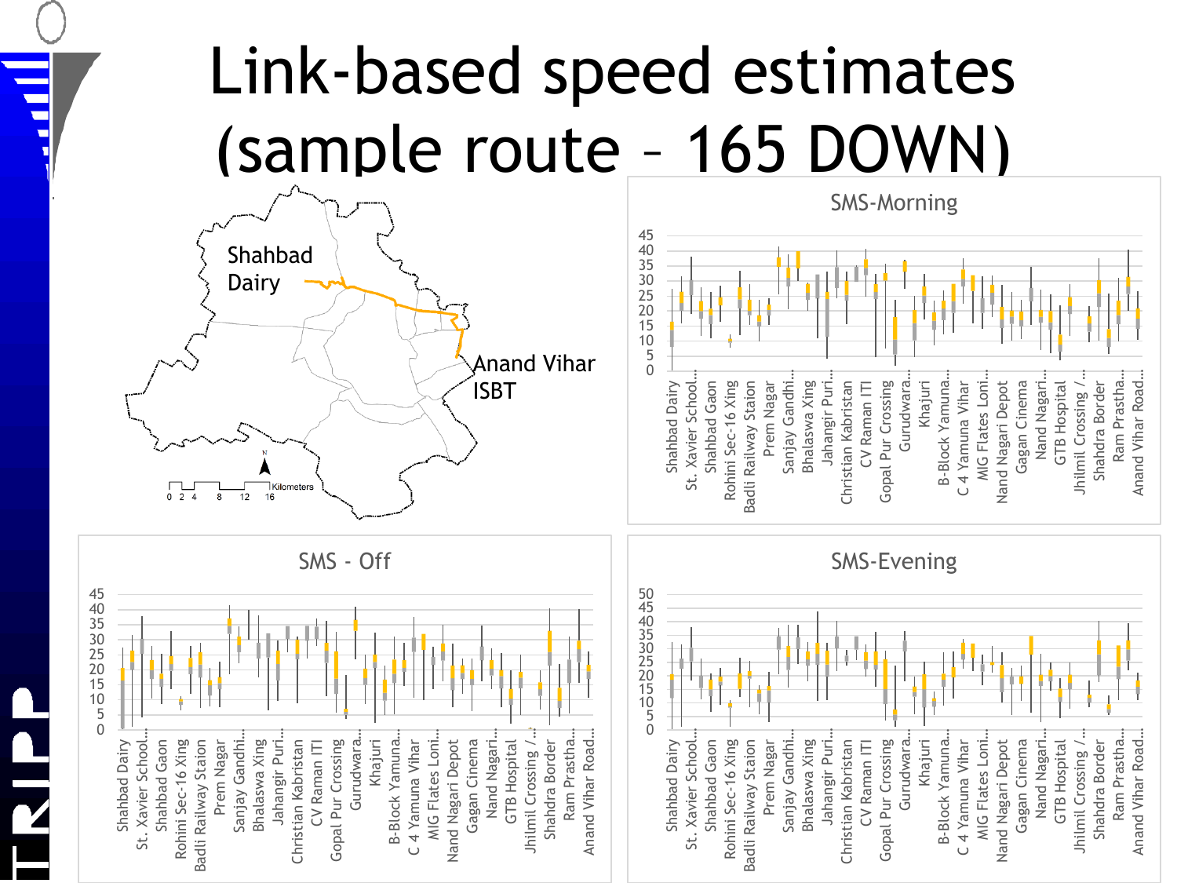# Link-based speed estimates (sample route – 165 DOWN)

Shahbad Dairy

Anand Vihar ISBT

Kilometers: 0 2 4 8 12 16

**SMS-Morning**

**SMS - Off**

**SMS-Evening**

Shahbad Dairy, St. Xavier School..., Shahbad Gaon, Rohini Sec-16 Xing, Badli Railway Staion, Prem Nagar, Sanjay Gandhi..., Bhalaswa Xing, Jahangir Puri..., Christian Kabristan, CV Raman ITI, Gopal Pur Crossing, Gurudwara..., Khajuri, B-Block Yamuna..., C 4 Yamuna Vihar, MIG Flates Loni..., Nand Nagari Depot, Gagan Cinema, Nand Nagari..., GTB Hospital, Jhilmil Crossing /..., Shahdra Border, Ram Prastha..., Anand Vihar Road...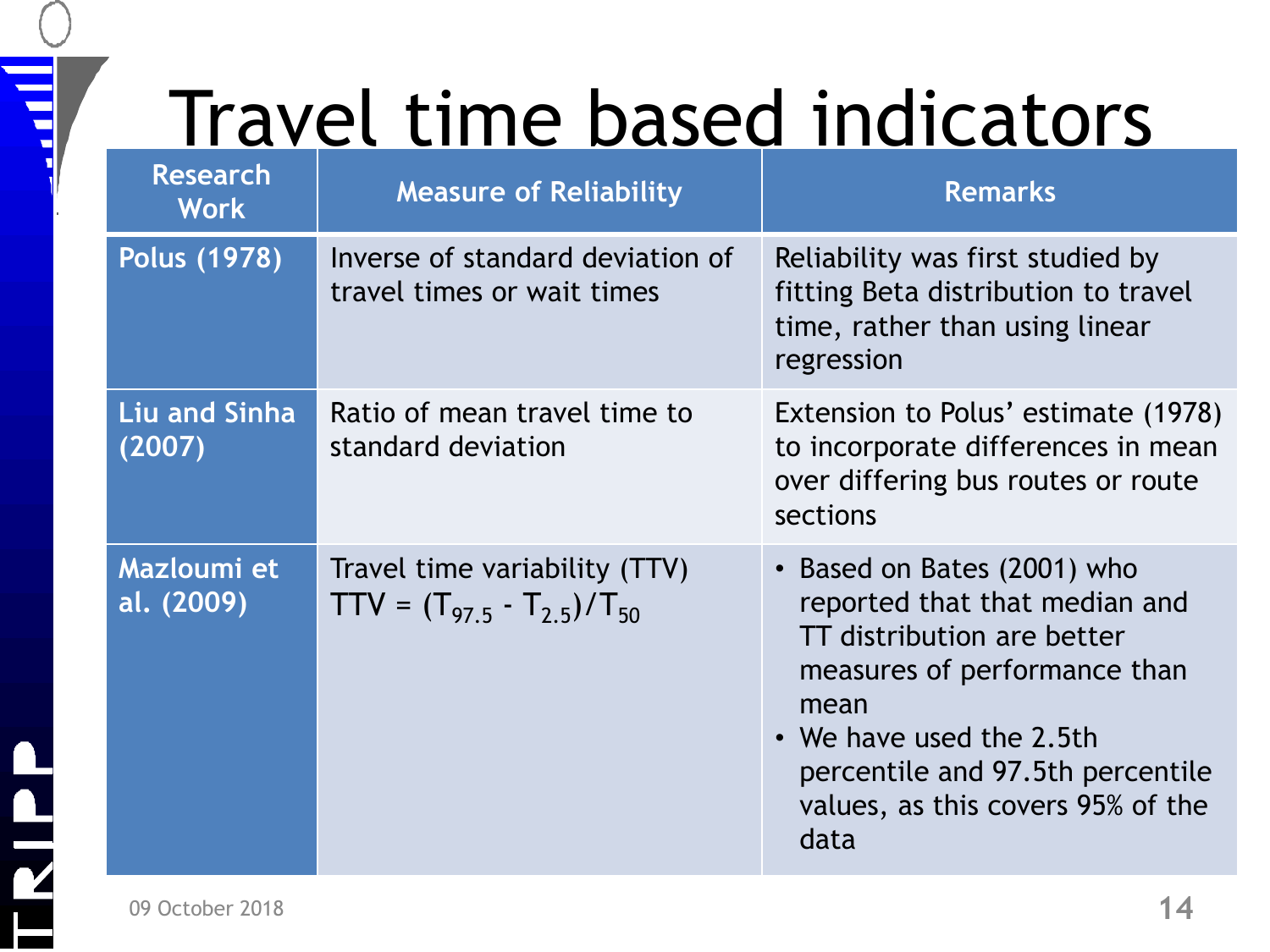# Travel time based indicators

| Research Work | Measure of Reliability | Remarks |
|---|---|---|
| **Polus (1978)** | Inverse of standard deviation of travel times or wait times | Reliability was first studied by fitting Beta distribution to travel time, rather than using linear regression |
| **Liu and Sinha (2007)** | Ratio of mean travel time to standard deviation | Extension to Polus' estimate (1978) to incorporate differences in mean over differing bus routes or route sections |
| **Mazloumi et al. (2009)** | Travel time variability (TTV) $TTV = (T_{97.5} - T_{2.5})/T_{50}$ | • Based on Bates (2001) who reported that that median and TT distribution are better measures of performance than mean<br>• We have used the 2.5th percentile and 97.5th percentile values, as this covers 95% of the data |

09 October 2018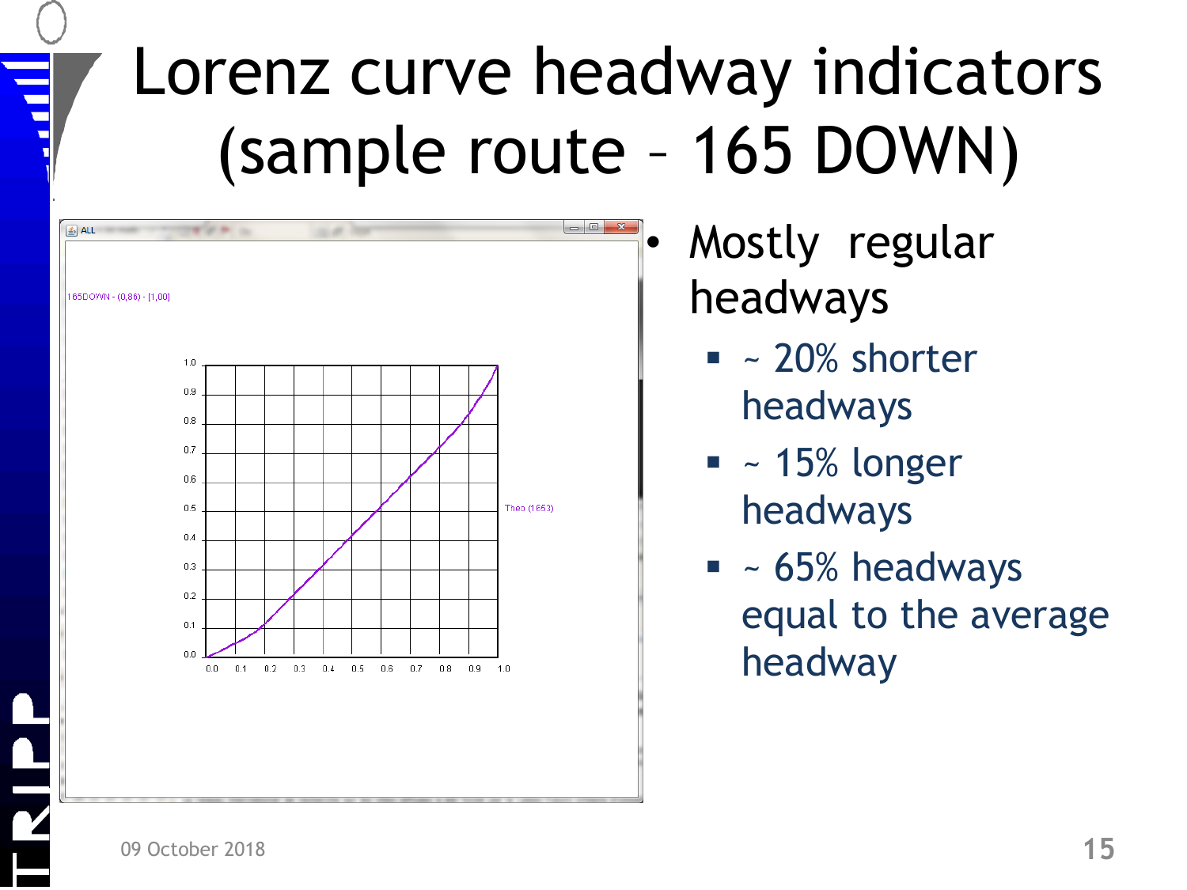# Lorenz curve headway indicators (sample route – 165 DOWN)

165DOWN - (0,86) - [1,00]

Theo (1653)

- Mostly regular headways
  - ~ 20% shorter headways
  - ~ 15% longer headways
  - ~ 65% headways equal to the average headway

09 October 2018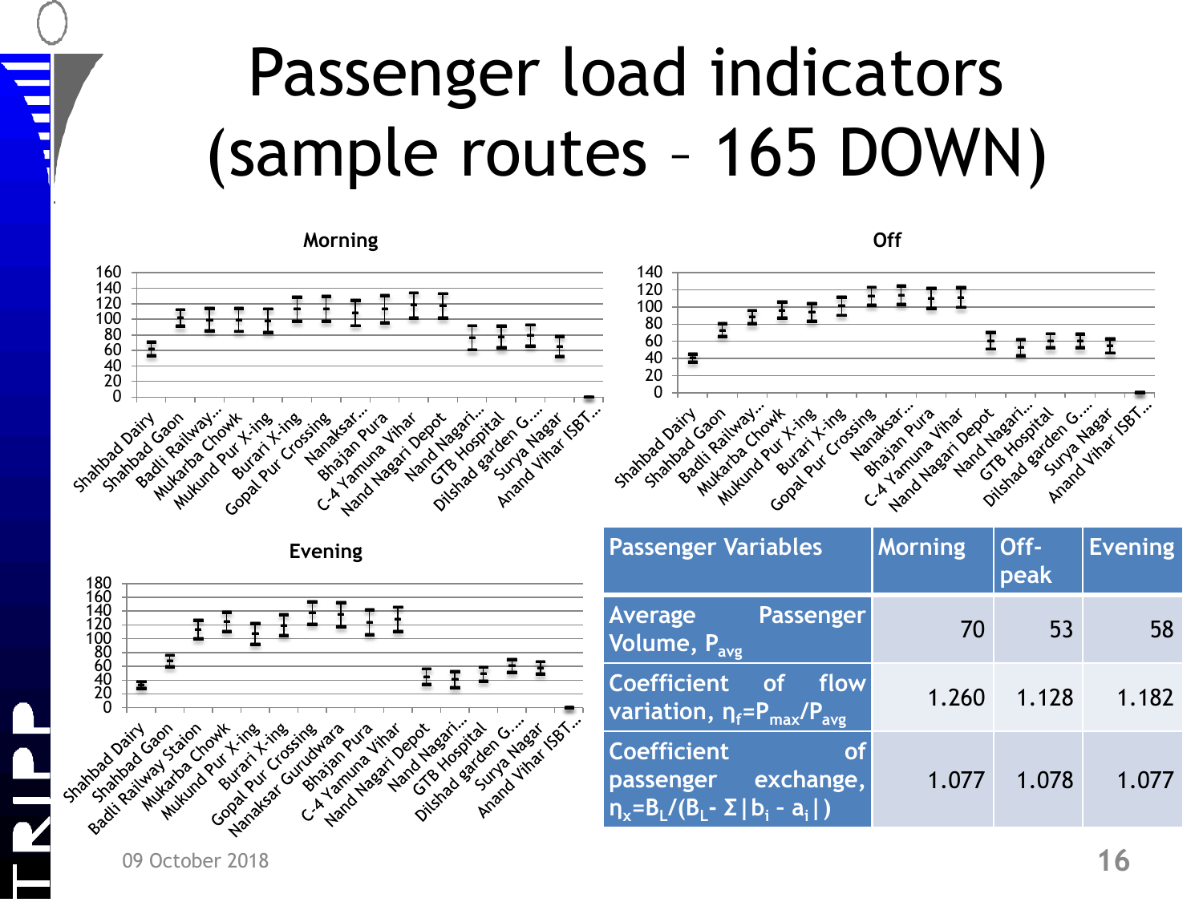# Passenger load indicators (sample routes – 165 DOWN)

**Morning**

**Off**

**Evening**

| Passenger Variables | Morning | Off-peak | Evening |
|---|---|---|---|
| Average Passenger Volume, $P_{avg}$ | 70 | 53 | 58 |
| Coefficient of flow variation, $\eta_f = P_{max}/P_{avg}$ | 1.260 | 1.128 | 1.182 |
| Coefficient of passenger exchange, $\eta_x = B_L/(B_L - \Sigma\|b_i - a_i\|)$ | 1.077 | 1.078 | 1.077 |

09 October 2018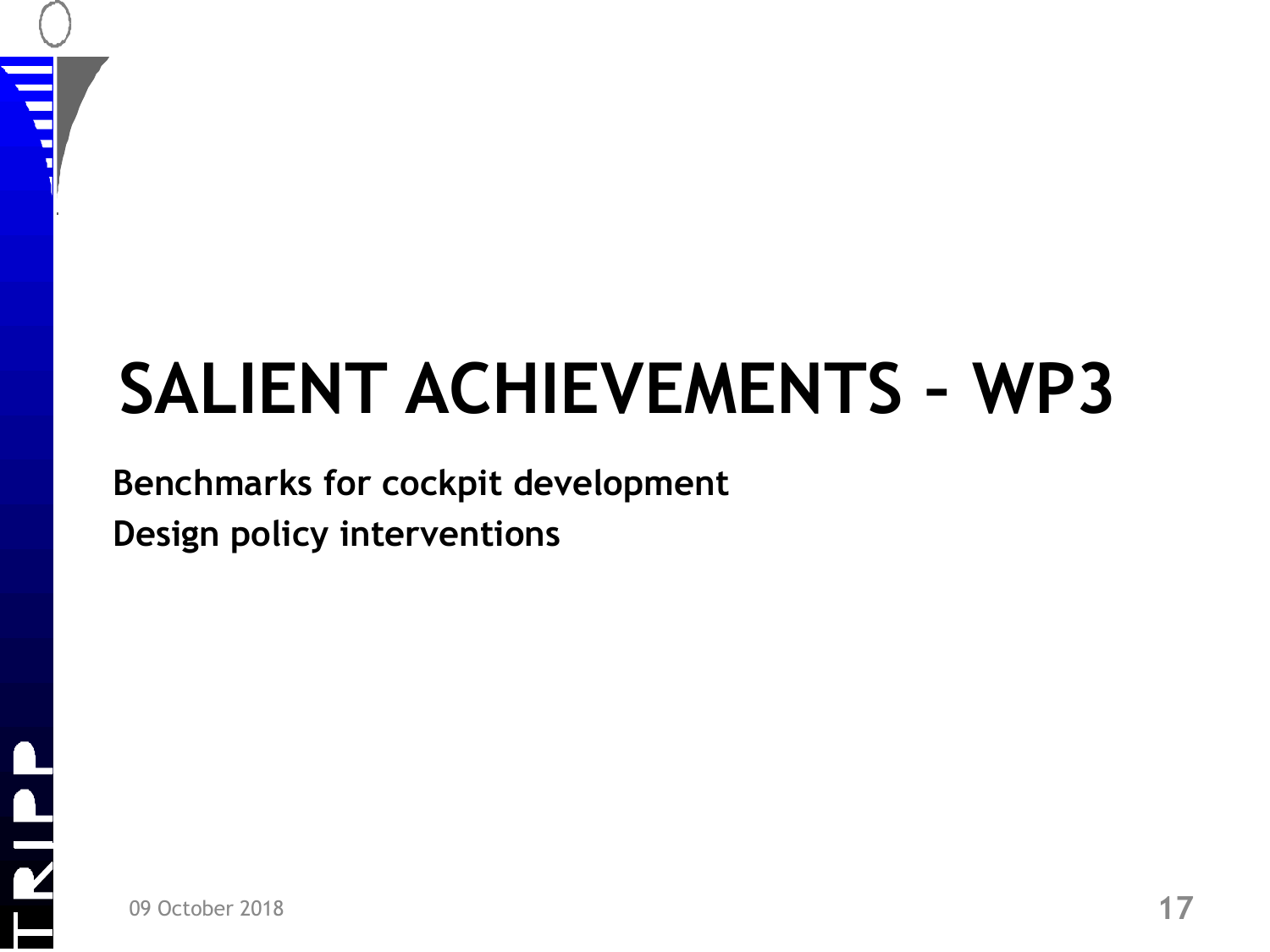# SALIENT ACHIEVEMENTS – WP3

**Benchmarks for cockpit development**

**Design policy interventions**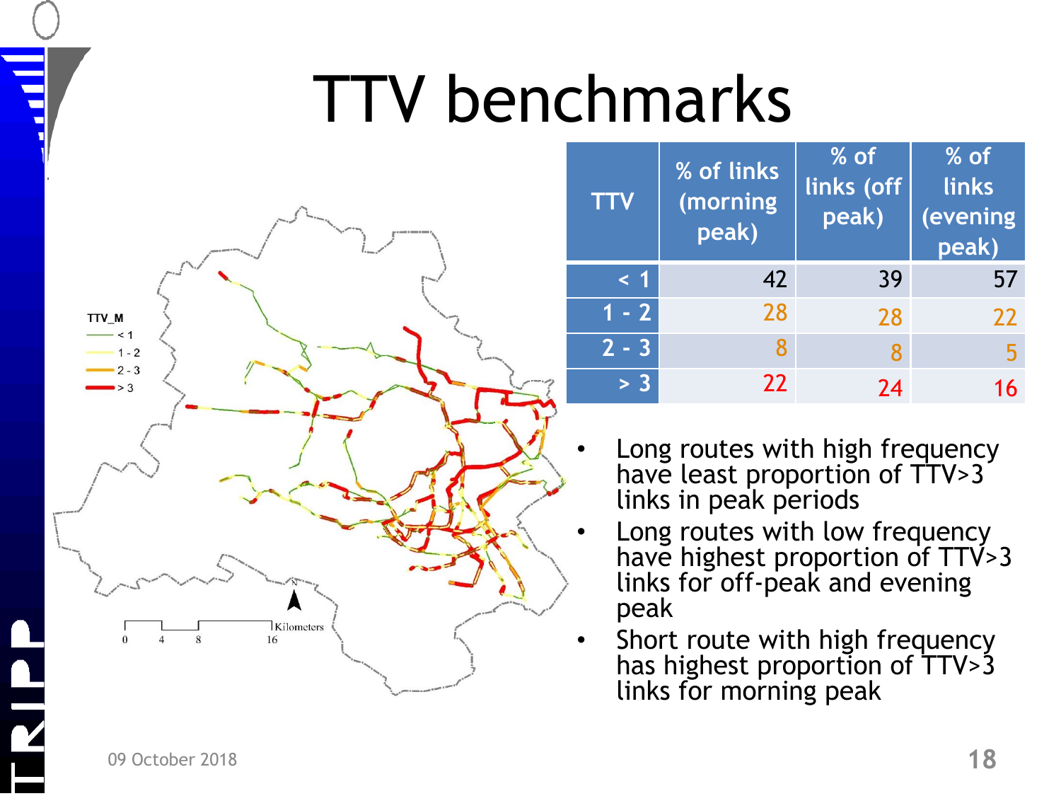# TTV benchmarks

| TTV | % of links (morning peak) | % of links (off peak) | % of links (evening peak) |
|---|---|---|---|
| < 1 | 42 | 39 | 57 |
| 1 - 2 | 28 | 28 | 22 |
| 2 - 3 | 8 | 8 | 5 |
| > 3 | 22 | 24 | 16 |

- Long routes with high frequency have least proportion of TTV>3 links in peak periods
- Long routes with low frequency have highest proportion of TTV>3 links for off-peak and evening peak
- Short route with high frequency has highest proportion of TTV>3 links for morning peak

09 October 2018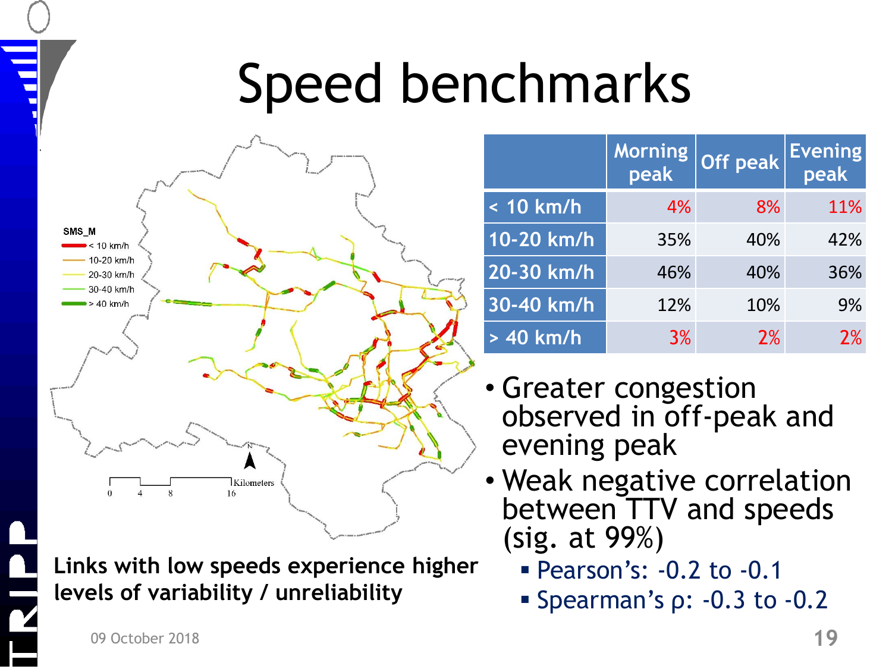# Speed benchmarks

| | Morning peak | Off peak | Evening peak |
|---|---|---|---|
| < 10 km/h | 4% | 8% | 11% |
| 10-20 km/h | 35% | 40% | 42% |
| 20-30 km/h | 46% | 40% | 36% |
| 30-40 km/h | 12% | 10% | 9% |
| > 40 km/h | 3% | 2% | 2% |

- Greater congestion observed in off-peak and evening peak
- Weak negative correlation between TTV and speeds (sig. at 99%)
  - Pearson's: -0.2 to -0.1
  - Spearman's ρ: -0.3 to -0.2

**Links with low speeds experience higher levels of variability / unreliability**

09 October 2018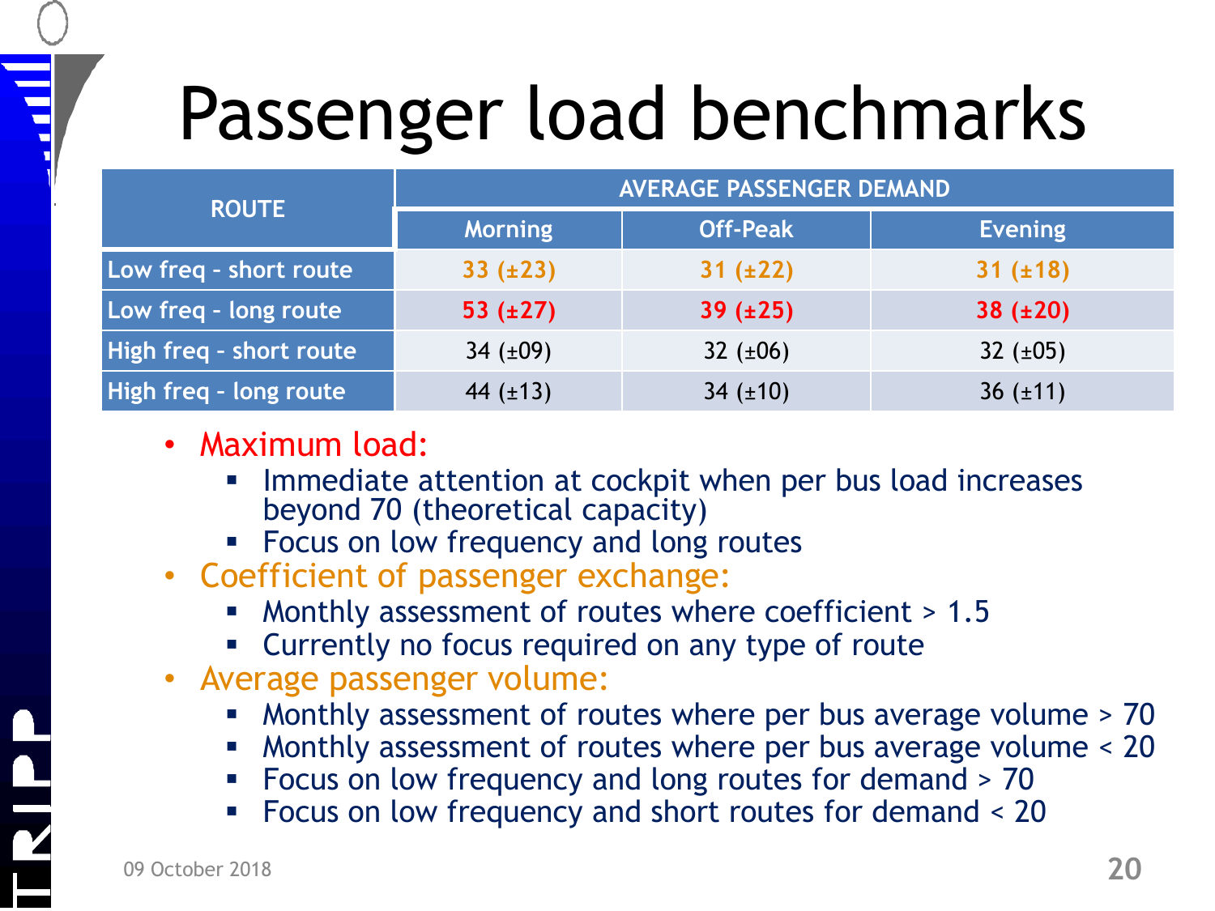# Passenger load benchmarks

| ROUTE | AVERAGE PASSENGER DEMAND | | |
|---|---|---|---|
| | Morning | Off-Peak | Evening |
| Low freq - short route | 33 (±23) | 31 (±22) | 31 (±18) |
| Low freq - long route | 53 (±27) | 39 (±25) | 38 (±20) |
| High freq - short route | 34 (±09) | 32 (±06) | 32 (±05) |
| High freq - long route | 44 (±13) | 34 (±10) | 36 (±11) |

- Maximum load:
  - Immediate attention at cockpit when per bus load increases beyond 70 (theoretical capacity)
  - Focus on low frequency and long routes
- Coefficient of passenger exchange:
  - Monthly assessment of routes where coefficient > 1.5
  - Currently no focus required on any type of route
- Average passenger volume:
  - Monthly assessment of routes where per bus average volume > 70
  - Monthly assessment of routes where per bus average volume < 20
  - Focus on low frequency and long routes for demand > 70
  - Focus on low frequency and short routes for demand < 20

09 October 2018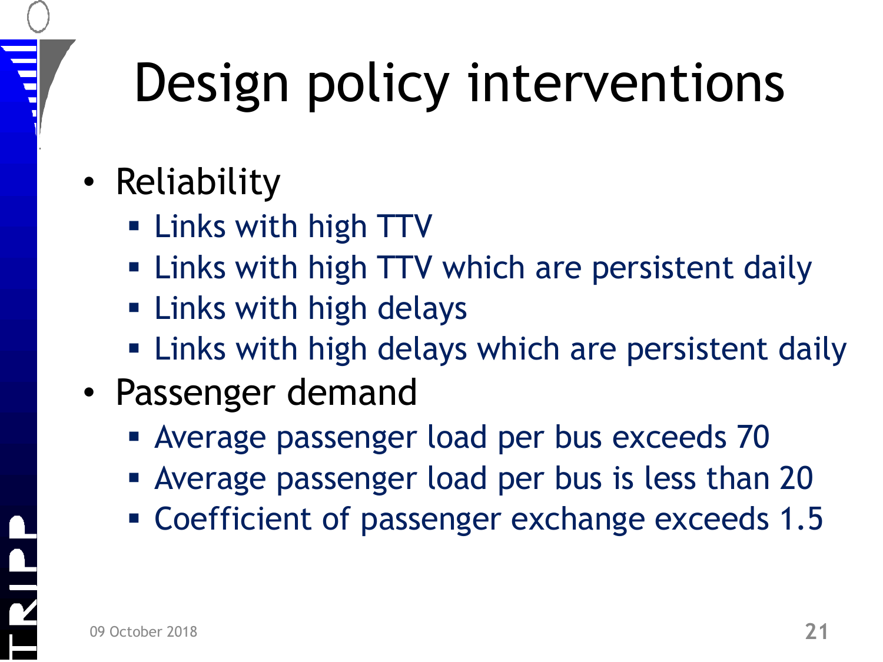# Design policy interventions

- Reliability
  - Links with high TTV
  - Links with high TTV which are persistent daily
  - Links with high delays
  - Links with high delays which are persistent daily
- Passenger demand
  - Average passenger load per bus exceeds 70
  - Average passenger load per bus is less than 20
  - Coefficient of passenger exchange exceeds 1.5

09 October 2018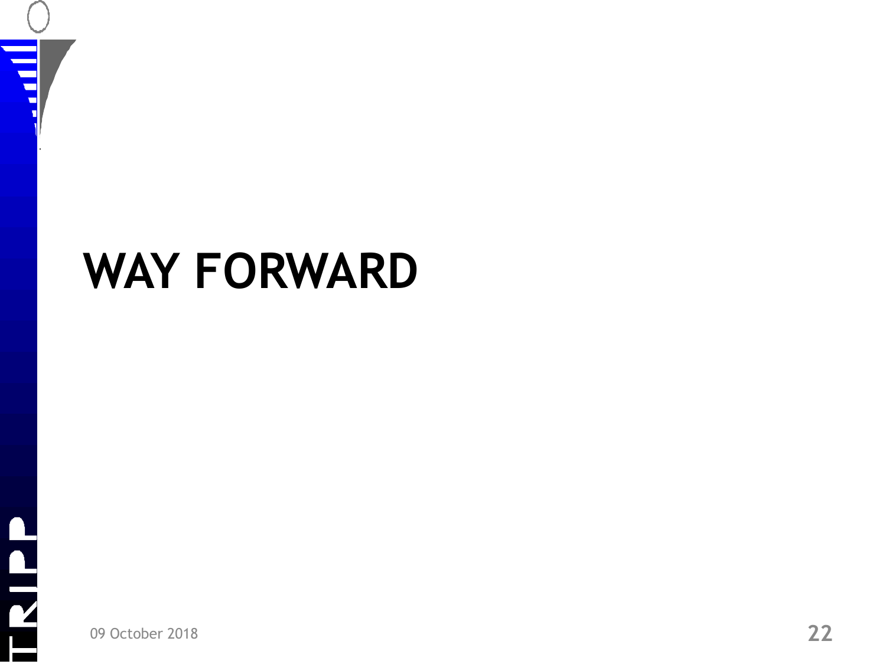# WAY FORWARD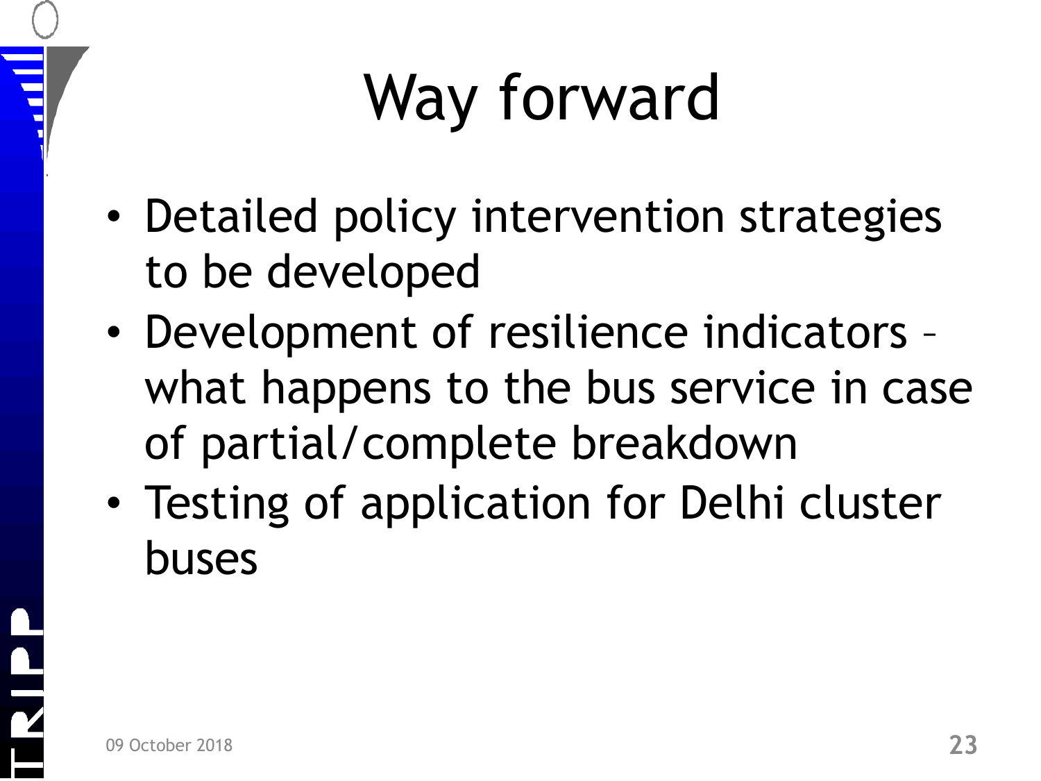# Way forward

- Detailed policy intervention strategies to be developed
- Development of resilience indicators – what happens to the bus service in case of partial/complete breakdown
- Testing of application for Delhi cluster buses